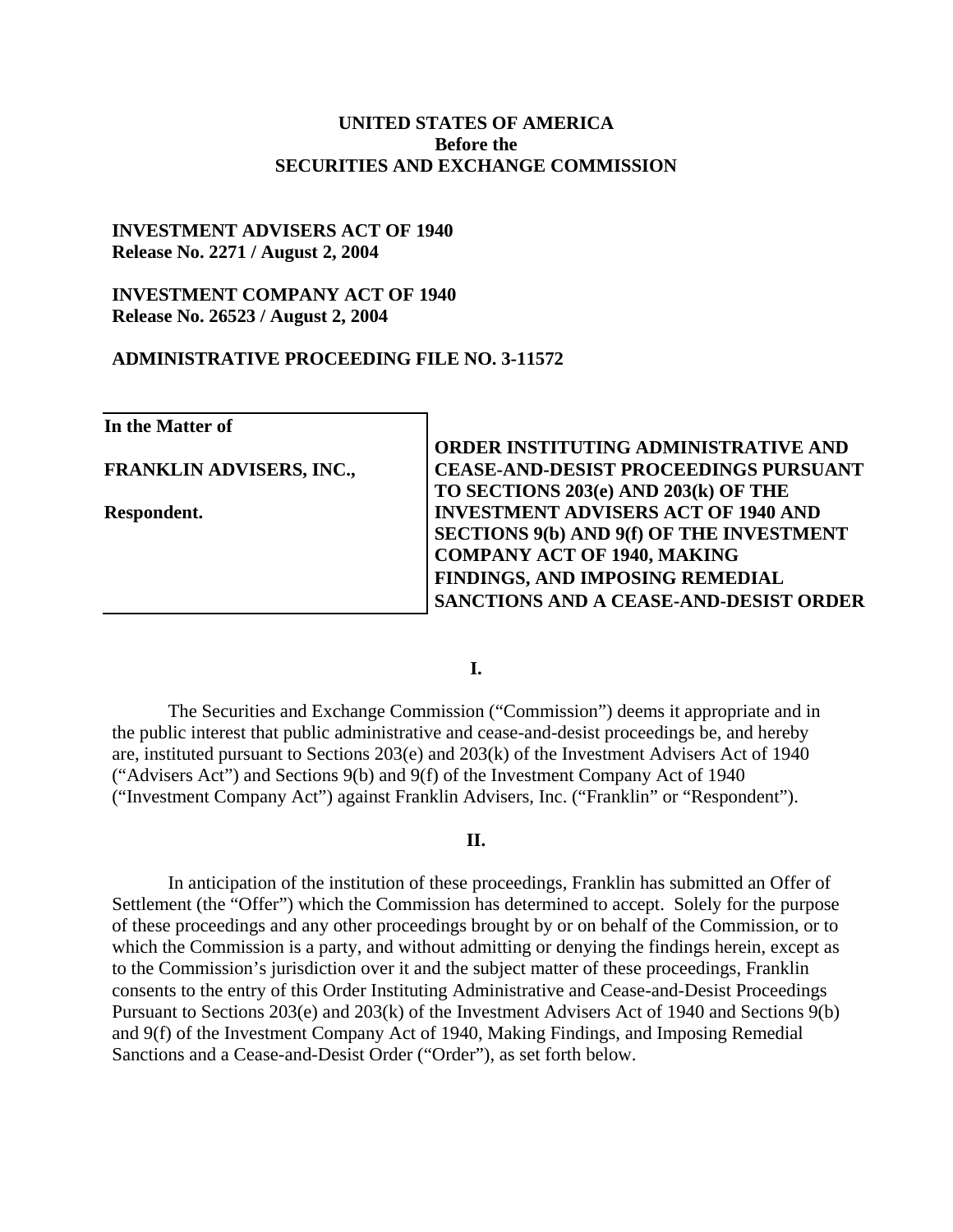**UNITED STATES OF AMERICA**
**Before the**
**SECURITIES AND EXCHANGE COMMISSION**

**INVESTMENT ADVISERS ACT OF 1940**
**Release No. 2271 / August 2, 2004**

**INVESTMENT COMPANY ACT OF 1940**
**Release No. 26523 / August 2, 2004**

**ADMINISTRATIVE PROCEEDING FILE NO. 3-11572**

| | |
|---|---|
| **In the Matter of**<br><br>**FRANKLIN ADVISERS, INC.,**<br><br>**Respondent.** | **ORDER INSTITUTING ADMINISTRATIVE AND CEASE-AND-DESIST PROCEEDINGS PURSUANT TO SECTIONS 203(e) AND 203(k) OF THE INVESTMENT ADVISERS ACT OF 1940 AND SECTIONS 9(b) AND 9(f) OF THE INVESTMENT COMPANY ACT OF 1940, MAKING FINDINGS, AND IMPOSING REMEDIAL SANCTIONS AND A CEASE-AND-DESIST ORDER** |

**I.**

The Securities and Exchange Commission ("Commission") deems it appropriate and in the public interest that public administrative and cease-and-desist proceedings be, and hereby are, instituted pursuant to Sections 203(e) and 203(k) of the Investment Advisers Act of 1940 ("Advisers Act") and Sections 9(b) and 9(f) of the Investment Company Act of 1940 ("Investment Company Act") against Franklin Advisers, Inc. ("Franklin" or "Respondent").

**II.**

In anticipation of the institution of these proceedings, Franklin has submitted an Offer of Settlement (the "Offer") which the Commission has determined to accept. Solely for the purpose of these proceedings and any other proceedings brought by or on behalf of the Commission, or to which the Commission is a party, and without admitting or denying the findings herein, except as to the Commission's jurisdiction over it and the subject matter of these proceedings, Franklin consents to the entry of this Order Instituting Administrative and Cease-and-Desist Proceedings Pursuant to Sections 203(e) and 203(k) of the Investment Advisers Act of 1940 and Sections 9(b) and 9(f) of the Investment Company Act of 1940, Making Findings, and Imposing Remedial Sanctions and a Cease-and-Desist Order ("Order"), as set forth below.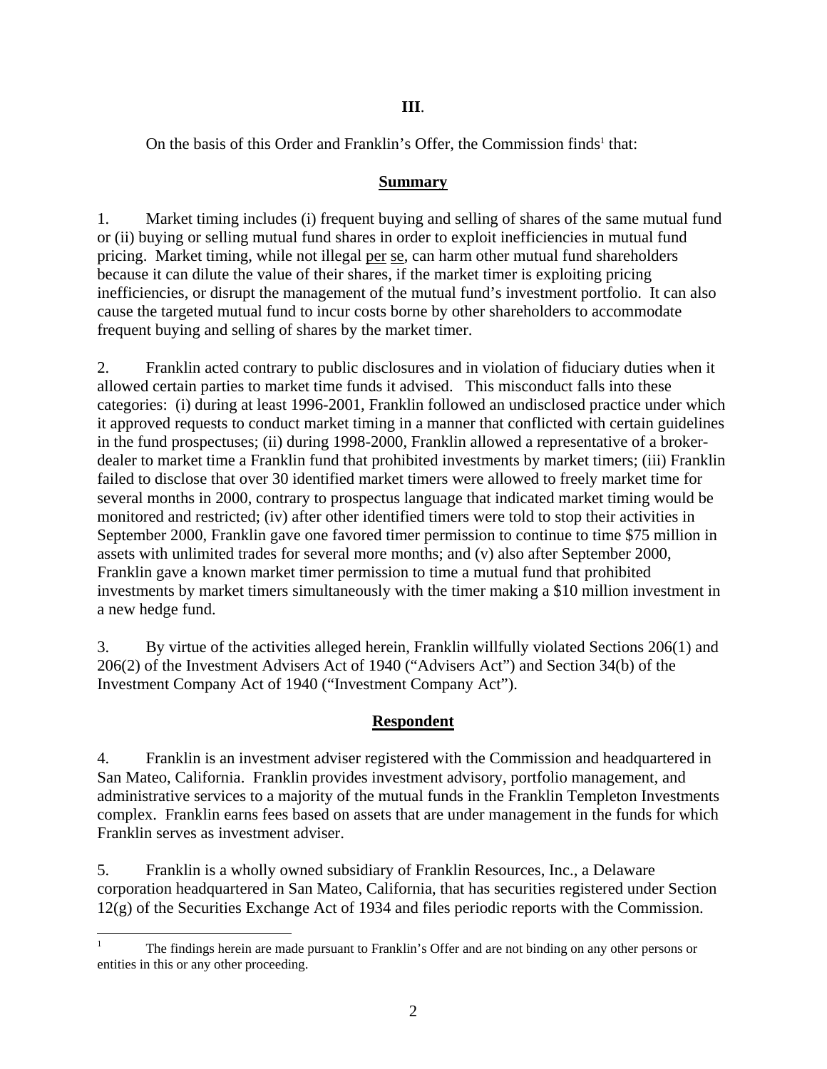**III**.

On the basis of this Order and Franklin's Offer, the Commission finds[1] that:

## **Summary**

1. Market timing includes (i) frequent buying and selling of shares of the same mutual fund or (ii) buying or selling mutual fund shares in order to exploit inefficiencies in mutual fund pricing. Market timing, while not illegal per se, can harm other mutual fund shareholders because it can dilute the value of their shares, if the market timer is exploiting pricing inefficiencies, or disrupt the management of the mutual fund's investment portfolio. It can also cause the targeted mutual fund to incur costs borne by other shareholders to accommodate frequent buying and selling of shares by the market timer.

2. Franklin acted contrary to public disclosures and in violation of fiduciary duties when it allowed certain parties to market time funds it advised. This misconduct falls into these categories: (i) during at least 1996-2001, Franklin followed an undisclosed practice under which it approved requests to conduct market timing in a manner that conflicted with certain guidelines in the fund prospectuses; (ii) during 1998-2000, Franklin allowed a representative of a broker-dealer to market time a Franklin fund that prohibited investments by market timers; (iii) Franklin failed to disclose that over 30 identified market timers were allowed to freely market time for several months in 2000, contrary to prospectus language that indicated market timing would be monitored and restricted; (iv) after other identified timers were told to stop their activities in September 2000, Franklin gave one favored timer permission to continue to time \$75 million in assets with unlimited trades for several more months; and (v) also after September 2000, Franklin gave a known market timer permission to time a mutual fund that prohibited investments by market timers simultaneously with the timer making a \$10 million investment in a new hedge fund.

3. By virtue of the activities alleged herein, Franklin willfully violated Sections 206(1) and 206(2) of the Investment Advisers Act of 1940 ("Advisers Act") and Section 34(b) of the Investment Company Act of 1940 ("Investment Company Act").

## **Respondent**

4. Franklin is an investment adviser registered with the Commission and headquartered in San Mateo, California. Franklin provides investment advisory, portfolio management, and administrative services to a majority of the mutual funds in the Franklin Templeton Investments complex. Franklin earns fees based on assets that are under management in the funds for which Franklin serves as investment adviser.

5. Franklin is a wholly owned subsidiary of Franklin Resources, Inc., a Delaware corporation headquartered in San Mateo, California, that has securities registered under Section 12(g) of the Securities Exchange Act of 1934 and files periodic reports with the Commission.

---

[1] The findings herein are made pursuant to Franklin's Offer and are not binding on any other persons or entities in this or any other proceeding.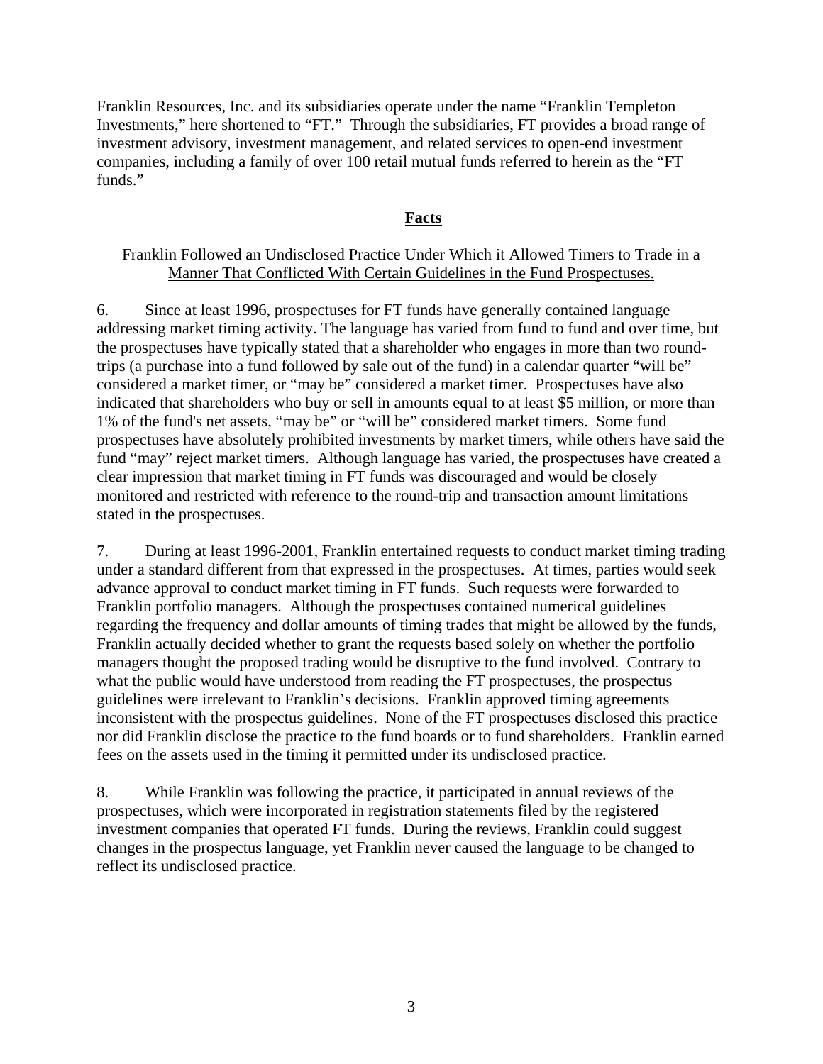Franklin Resources, Inc. and its subsidiaries operate under the name "Franklin Templeton Investments," here shortened to "FT." Through the subsidiaries, FT provides a broad range of investment advisory, investment management, and related services to open-end investment companies, including a family of over 100 retail mutual funds referred to herein as the "FT funds."

## Facts

### Franklin Followed an Undisclosed Practice Under Which it Allowed Timers to Trade in a Manner That Conflicted With Certain Guidelines in the Fund Prospectuses.

6. Since at least 1996, prospectuses for FT funds have generally contained language addressing market timing activity. The language has varied from fund to fund and over time, but the prospectuses have typically stated that a shareholder who engages in more than two round-trips (a purchase into a fund followed by sale out of the fund) in a calendar quarter "will be" considered a market timer, or "may be" considered a market timer. Prospectuses have also indicated that shareholders who buy or sell in amounts equal to at least $5 million, or more than 1% of the fund's net assets, "may be" or "will be" considered market timers. Some fund prospectuses have absolutely prohibited investments by market timers, while others have said the fund "may" reject market timers. Although language has varied, the prospectuses have created a clear impression that market timing in FT funds was discouraged and would be closely monitored and restricted with reference to the round-trip and transaction amount limitations stated in the prospectuses.

7. During at least 1996-2001, Franklin entertained requests to conduct market timing trading under a standard different from that expressed in the prospectuses. At times, parties would seek advance approval to conduct market timing in FT funds. Such requests were forwarded to Franklin portfolio managers. Although the prospectuses contained numerical guidelines regarding the frequency and dollar amounts of timing trades that might be allowed by the funds, Franklin actually decided whether to grant the requests based solely on whether the portfolio managers thought the proposed trading would be disruptive to the fund involved. Contrary to what the public would have understood from reading the FT prospectuses, the prospectus guidelines were irrelevant to Franklin's decisions. Franklin approved timing agreements inconsistent with the prospectus guidelines. None of the FT prospectuses disclosed this practice nor did Franklin disclose the practice to the fund boards or to fund shareholders. Franklin earned fees on the assets used in the timing it permitted under its undisclosed practice.

8. While Franklin was following the practice, it participated in annual reviews of the prospectuses, which were incorporated in registration statements filed by the registered investment companies that operated FT funds. During the reviews, Franklin could suggest changes in the prospectus language, yet Franklin never caused the language to be changed to reflect its undisclosed practice.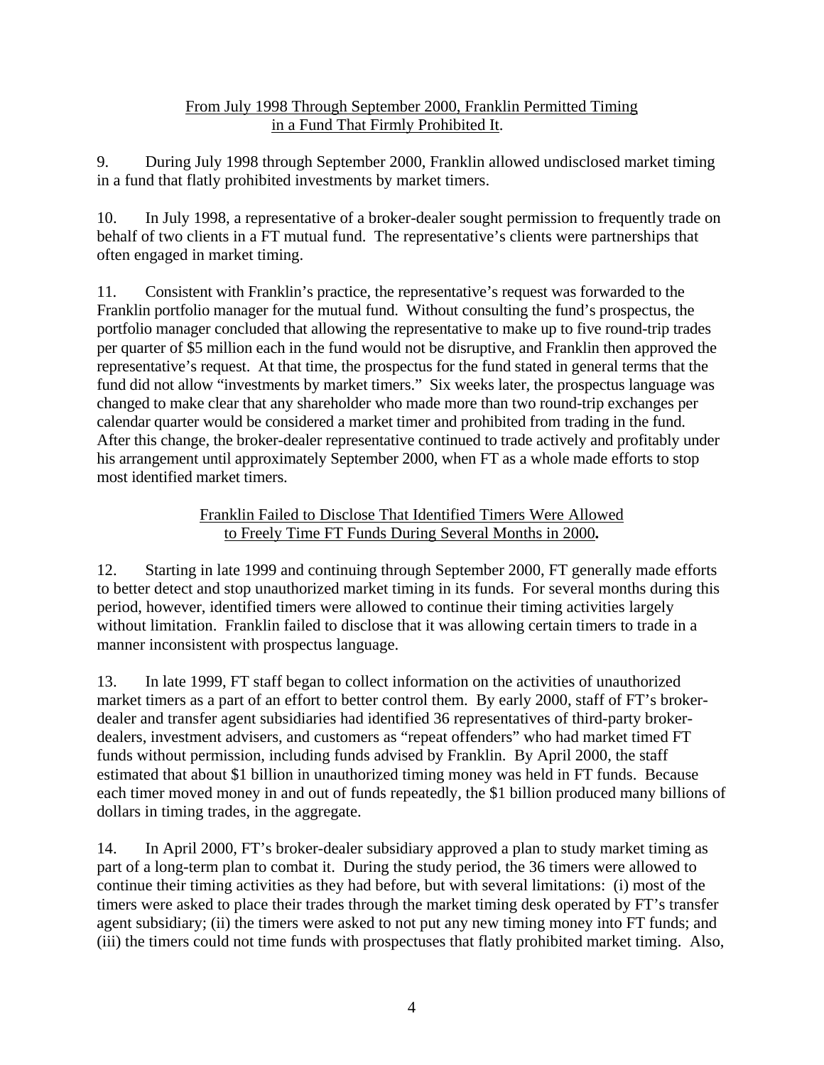From July 1998 Through September 2000, Franklin Permitted Timing in a Fund That Firmly Prohibited It.

9. During July 1998 through September 2000, Franklin allowed undisclosed market timing in a fund that flatly prohibited investments by market timers.

10. In July 1998, a representative of a broker-dealer sought permission to frequently trade on behalf of two clients in a FT mutual fund. The representative's clients were partnerships that often engaged in market timing.

11. Consistent with Franklin's practice, the representative's request was forwarded to the Franklin portfolio manager for the mutual fund. Without consulting the fund's prospectus, the portfolio manager concluded that allowing the representative to make up to five round-trip trades per quarter of $5 million each in the fund would not be disruptive, and Franklin then approved the representative's request. At that time, the prospectus for the fund stated in general terms that the fund did not allow "investments by market timers." Six weeks later, the prospectus language was changed to make clear that any shareholder who made more than two round-trip exchanges per calendar quarter would be considered a market timer and prohibited from trading in the fund. After this change, the broker-dealer representative continued to trade actively and profitably under his arrangement until approximately September 2000, when FT as a whole made efforts to stop most identified market timers.

Franklin Failed to Disclose That Identified Timers Were Allowed to Freely Time FT Funds During Several Months in 2000**.**

12. Starting in late 1999 and continuing through September 2000, FT generally made efforts to better detect and stop unauthorized market timing in its funds. For several months during this period, however, identified timers were allowed to continue their timing activities largely without limitation. Franklin failed to disclose that it was allowing certain timers to trade in a manner inconsistent with prospectus language.

13. In late 1999, FT staff began to collect information on the activities of unauthorized market timers as a part of an effort to better control them. By early 2000, staff of FT's broker-dealer and transfer agent subsidiaries had identified 36 representatives of third-party broker-dealers, investment advisers, and customers as "repeat offenders" who had market timed FT funds without permission, including funds advised by Franklin. By April 2000, the staff estimated that about $1 billion in unauthorized timing money was held in FT funds. Because each timer moved money in and out of funds repeatedly, the $1 billion produced many billions of dollars in timing trades, in the aggregate.

14. In April 2000, FT's broker-dealer subsidiary approved a plan to study market timing as part of a long-term plan to combat it. During the study period, the 36 timers were allowed to continue their timing activities as they had before, but with several limitations: (i) most of the timers were asked to place their trades through the market timing desk operated by FT's transfer agent subsidiary; (ii) the timers were asked to not put any new timing money into FT funds; and (iii) the timers could not time funds with prospectuses that flatly prohibited market timing. Also,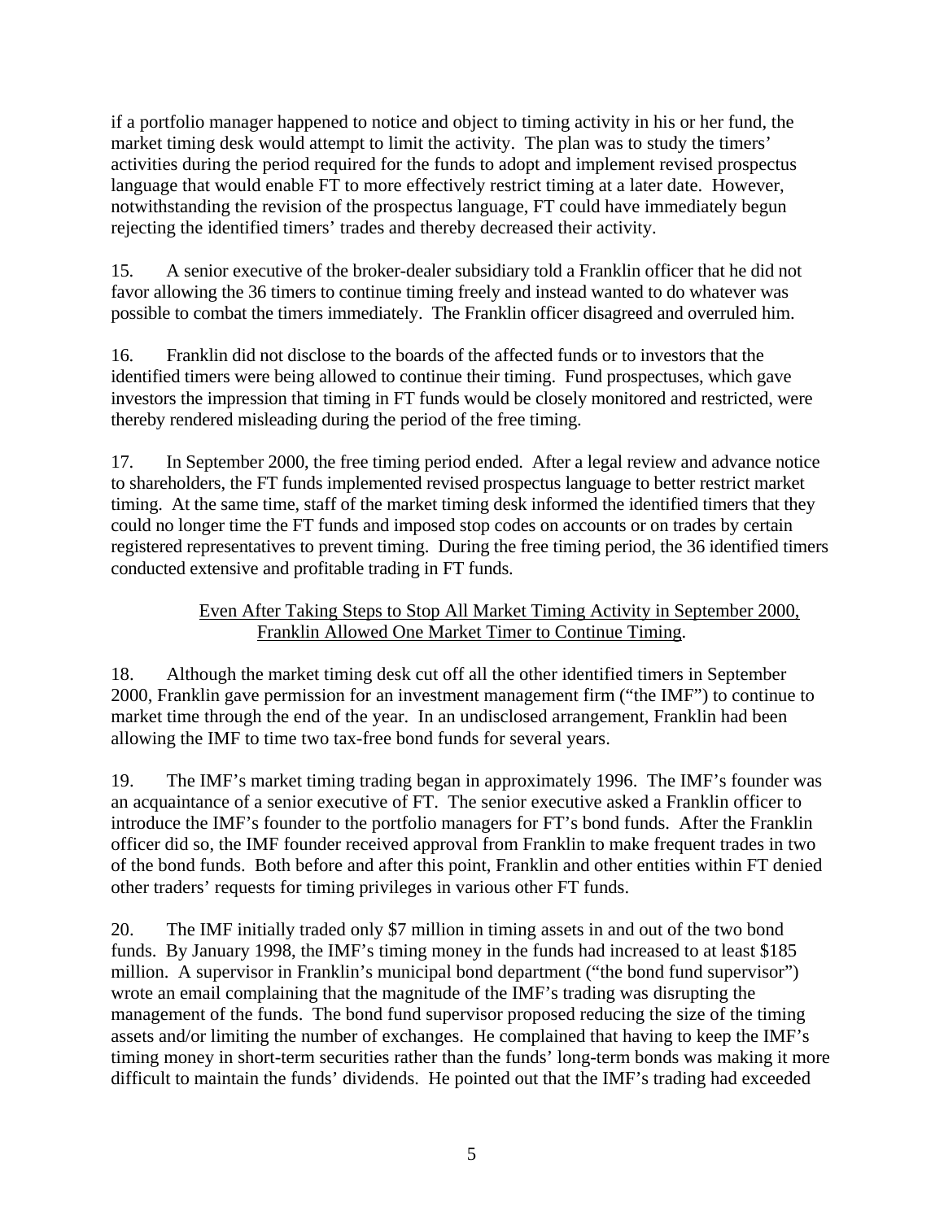if a portfolio manager happened to notice and object to timing activity in his or her fund, the market timing desk would attempt to limit the activity. The plan was to study the timers' activities during the period required for the funds to adopt and implement revised prospectus language that would enable FT to more effectively restrict timing at a later date. However, notwithstanding the revision of the prospectus language, FT could have immediately begun rejecting the identified timers' trades and thereby decreased their activity.

15. A senior executive of the broker-dealer subsidiary told a Franklin officer that he did not favor allowing the 36 timers to continue timing freely and instead wanted to do whatever was possible to combat the timers immediately. The Franklin officer disagreed and overruled him.

16. Franklin did not disclose to the boards of the affected funds or to investors that the identified timers were being allowed to continue their timing. Fund prospectuses, which gave investors the impression that timing in FT funds would be closely monitored and restricted, were thereby rendered misleading during the period of the free timing.

17. In September 2000, the free timing period ended. After a legal review and advance notice to shareholders, the FT funds implemented revised prospectus language to better restrict market timing. At the same time, staff of the market timing desk informed the identified timers that they could no longer time the FT funds and imposed stop codes on accounts or on trades by certain registered representatives to prevent timing. During the free timing period, the 36 identified timers conducted extensive and profitable trading in FT funds.

<u>Even After Taking Steps to Stop All Market Timing Activity in September 2000, Franklin Allowed One Market Timer to Continue Timing</u>.

18. Although the market timing desk cut off all the other identified timers in September 2000, Franklin gave permission for an investment management firm ("the IMF") to continue to market time through the end of the year. In an undisclosed arrangement, Franklin had been allowing the IMF to time two tax-free bond funds for several years.

19. The IMF's market timing trading began in approximately 1996. The IMF's founder was an acquaintance of a senior executive of FT. The senior executive asked a Franklin officer to introduce the IMF's founder to the portfolio managers for FT's bond funds. After the Franklin officer did so, the IMF founder received approval from Franklin to make frequent trades in two of the bond funds. Both before and after this point, Franklin and other entities within FT denied other traders' requests for timing privileges in various other FT funds.

20. The IMF initially traded only $7 million in timing assets in and out of the two bond funds. By January 1998, the IMF's timing money in the funds had increased to at least $185 million. A supervisor in Franklin's municipal bond department ("the bond fund supervisor") wrote an email complaining that the magnitude of the IMF's trading was disrupting the management of the funds. The bond fund supervisor proposed reducing the size of the timing assets and/or limiting the number of exchanges. He complained that having to keep the IMF's timing money in short-term securities rather than the funds' long-term bonds was making it more difficult to maintain the funds' dividends. He pointed out that the IMF's trading had exceeded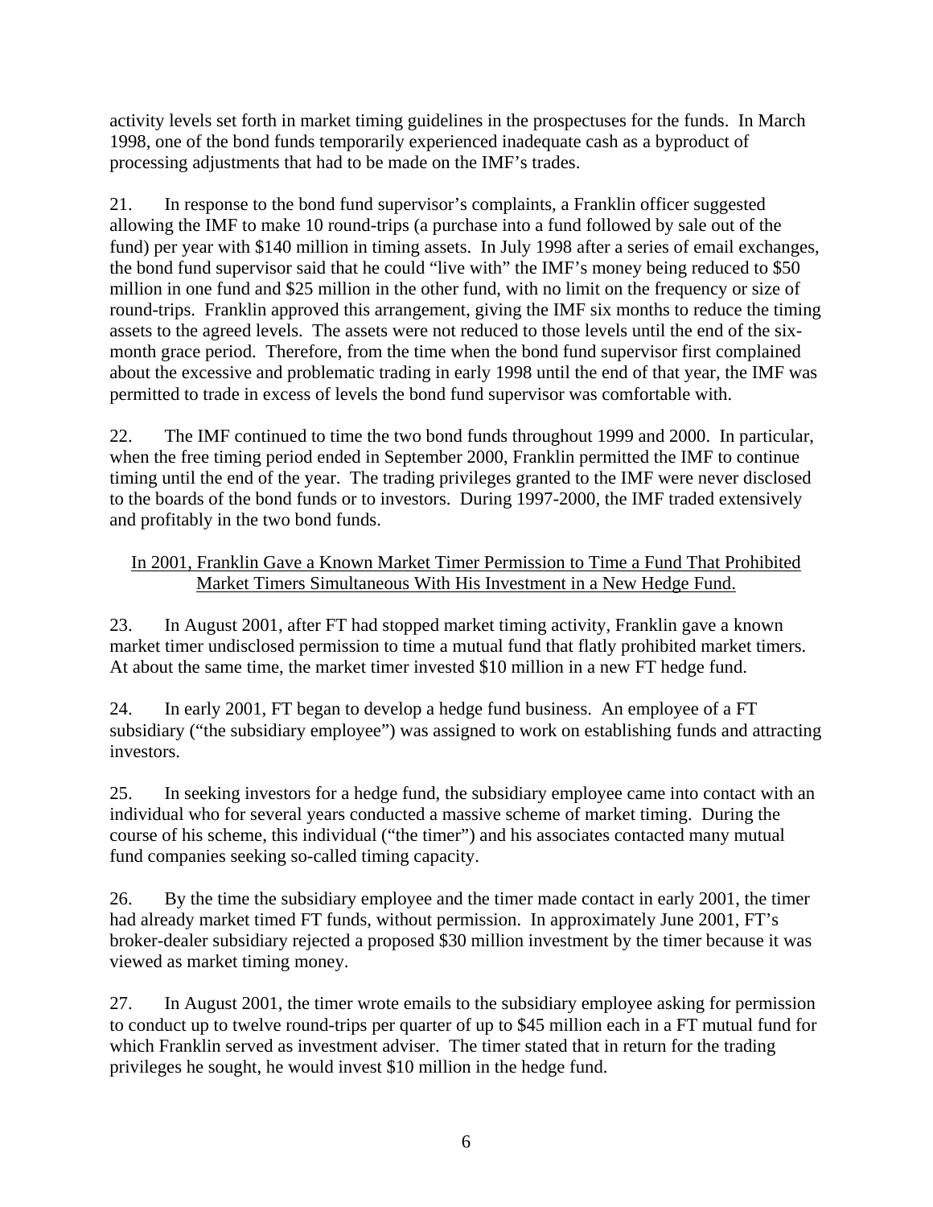activity levels set forth in market timing guidelines in the prospectuses for the funds. In March 1998, one of the bond funds temporarily experienced inadequate cash as a byproduct of processing adjustments that had to be made on the IMF's trades.

21. In response to the bond fund supervisor's complaints, a Franklin officer suggested allowing the IMF to make 10 round-trips (a purchase into a fund followed by sale out of the fund) per year with $140 million in timing assets. In July 1998 after a series of email exchanges, the bond fund supervisor said that he could "live with" the IMF's money being reduced to $50 million in one fund and $25 million in the other fund, with no limit on the frequency or size of round-trips. Franklin approved this arrangement, giving the IMF six months to reduce the timing assets to the agreed levels. The assets were not reduced to those levels until the end of the six-month grace period. Therefore, from the time when the bond fund supervisor first complained about the excessive and problematic trading in early 1998 until the end of that year, the IMF was permitted to trade in excess of levels the bond fund supervisor was comfortable with.

22. The IMF continued to time the two bond funds throughout 1999 and 2000. In particular, when the free timing period ended in September 2000, Franklin permitted the IMF to continue timing until the end of the year. The trading privileges granted to the IMF were never disclosed to the boards of the bond funds or to investors. During 1997-2000, the IMF traded extensively and profitably in the two bond funds.

<u>In 2001, Franklin Gave a Known Market Timer Permission to Time a Fund That Prohibited Market Timers Simultaneous With His Investment in a New Hedge Fund.</u>

23. In August 2001, after FT had stopped market timing activity, Franklin gave a known market timer undisclosed permission to time a mutual fund that flatly prohibited market timers. At about the same time, the market timer invested $10 million in a new FT hedge fund.

24. In early 2001, FT began to develop a hedge fund business. An employee of a FT subsidiary ("the subsidiary employee") was assigned to work on establishing funds and attracting investors.

25. In seeking investors for a hedge fund, the subsidiary employee came into contact with an individual who for several years conducted a massive scheme of market timing. During the course of his scheme, this individual ("the timer") and his associates contacted many mutual fund companies seeking so-called timing capacity.

26. By the time the subsidiary employee and the timer made contact in early 2001, the timer had already market timed FT funds, without permission. In approximately June 2001, FT's broker-dealer subsidiary rejected a proposed $30 million investment by the timer because it was viewed as market timing money.

27. In August 2001, the timer wrote emails to the subsidiary employee asking for permission to conduct up to twelve round-trips per quarter of up to $45 million each in a FT mutual fund for which Franklin served as investment adviser. The timer stated that in return for the trading privileges he sought, he would invest $10 million in the hedge fund.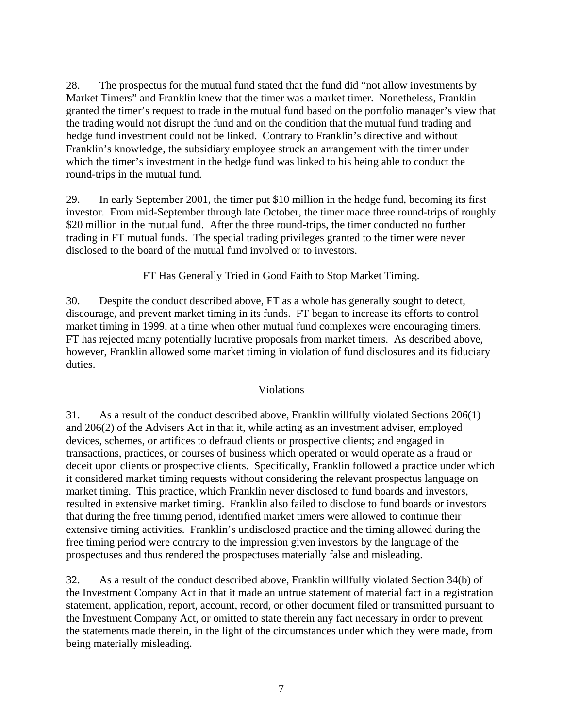28. The prospectus for the mutual fund stated that the fund did "not allow investments by Market Timers" and Franklin knew that the timer was a market timer. Nonetheless, Franklin granted the timer's request to trade in the mutual fund based on the portfolio manager's view that the trading would not disrupt the fund and on the condition that the mutual fund trading and hedge fund investment could not be linked. Contrary to Franklin's directive and without Franklin's knowledge, the subsidiary employee struck an arrangement with the timer under which the timer's investment in the hedge fund was linked to his being able to conduct the round-trips in the mutual fund.

29. In early September 2001, the timer put $10 million in the hedge fund, becoming its first investor. From mid-September through late October, the timer made three round-trips of roughly $20 million in the mutual fund. After the three round-trips, the timer conducted no further trading in FT mutual funds. The special trading privileges granted to the timer were never disclosed to the board of the mutual fund involved or to investors.

<u>FT Has Generally Tried in Good Faith to Stop Market Timing.</u>

30. Despite the conduct described above, FT as a whole has generally sought to detect, discourage, and prevent market timing in its funds. FT began to increase its efforts to control market timing in 1999, at a time when other mutual fund complexes were encouraging timers. FT has rejected many potentially lucrative proposals from market timers. As described above, however, Franklin allowed some market timing in violation of fund disclosures and its fiduciary duties.

<u>Violations</u>

31. As a result of the conduct described above, Franklin willfully violated Sections 206(1) and 206(2) of the Advisers Act in that it, while acting as an investment adviser, employed devices, schemes, or artifices to defraud clients or prospective clients; and engaged in transactions, practices, or courses of business which operated or would operate as a fraud or deceit upon clients or prospective clients. Specifically, Franklin followed a practice under which it considered market timing requests without considering the relevant prospectus language on market timing. This practice, which Franklin never disclosed to fund boards and investors, resulted in extensive market timing. Franklin also failed to disclose to fund boards or investors that during the free timing period, identified market timers were allowed to continue their extensive timing activities. Franklin's undisclosed practice and the timing allowed during the free timing period were contrary to the impression given investors by the language of the prospectuses and thus rendered the prospectuses materially false and misleading.

32. As a result of the conduct described above, Franklin willfully violated Section 34(b) of the Investment Company Act in that it made an untrue statement of material fact in a registration statement, application, report, account, record, or other document filed or transmitted pursuant to the Investment Company Act, or omitted to state therein any fact necessary in order to prevent the statements made therein, in the light of the circumstances under which they were made, from being materially misleading.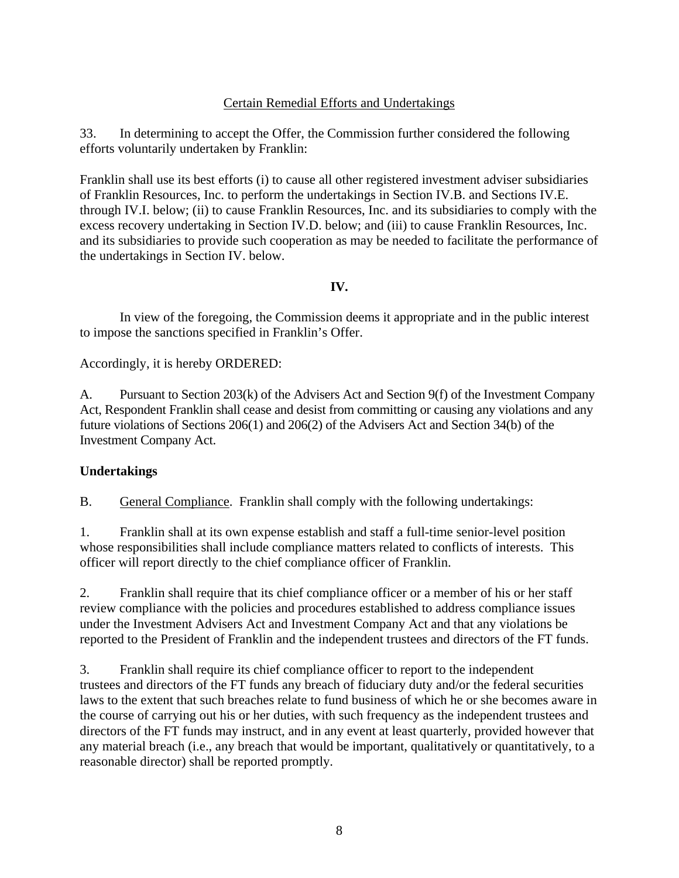Certain Remedial Efforts and Undertakings

33. In determining to accept the Offer, the Commission further considered the following efforts voluntarily undertaken by Franklin:

Franklin shall use its best efforts (i) to cause all other registered investment adviser subsidiaries of Franklin Resources, Inc. to perform the undertakings in Section IV.B. and Sections IV.E. through IV.I. below; (ii) to cause Franklin Resources, Inc. and its subsidiaries to comply with the excess recovery undertaking in Section IV.D. below; and (iii) to cause Franklin Resources, Inc. and its subsidiaries to provide such cooperation as may be needed to facilitate the performance of the undertakings in Section IV. below.

## IV.

In view of the foregoing, the Commission deems it appropriate and in the public interest to impose the sanctions specified in Franklin's Offer.

Accordingly, it is hereby ORDERED:

A. Pursuant to Section 203(k) of the Advisers Act and Section 9(f) of the Investment Company Act, Respondent Franklin shall cease and desist from committing or causing any violations and any future violations of Sections 206(1) and 206(2) of the Advisers Act and Section 34(b) of the Investment Company Act.

**Undertakings**

B. General Compliance. Franklin shall comply with the following undertakings:

1. Franklin shall at its own expense establish and staff a full-time senior-level position whose responsibilities shall include compliance matters related to conflicts of interests. This officer will report directly to the chief compliance officer of Franklin.

2. Franklin shall require that its chief compliance officer or a member of his or her staff review compliance with the policies and procedures established to address compliance issues under the Investment Advisers Act and Investment Company Act and that any violations be reported to the President of Franklin and the independent trustees and directors of the FT funds.

3. Franklin shall require its chief compliance officer to report to the independent trustees and directors of the FT funds any breach of fiduciary duty and/or the federal securities laws to the extent that such breaches relate to fund business of which he or she becomes aware in the course of carrying out his or her duties, with such frequency as the independent trustees and directors of the FT funds may instruct, and in any event at least quarterly, provided however that any material breach (i.e., any breach that would be important, qualitatively or quantitatively, to a reasonable director) shall be reported promptly.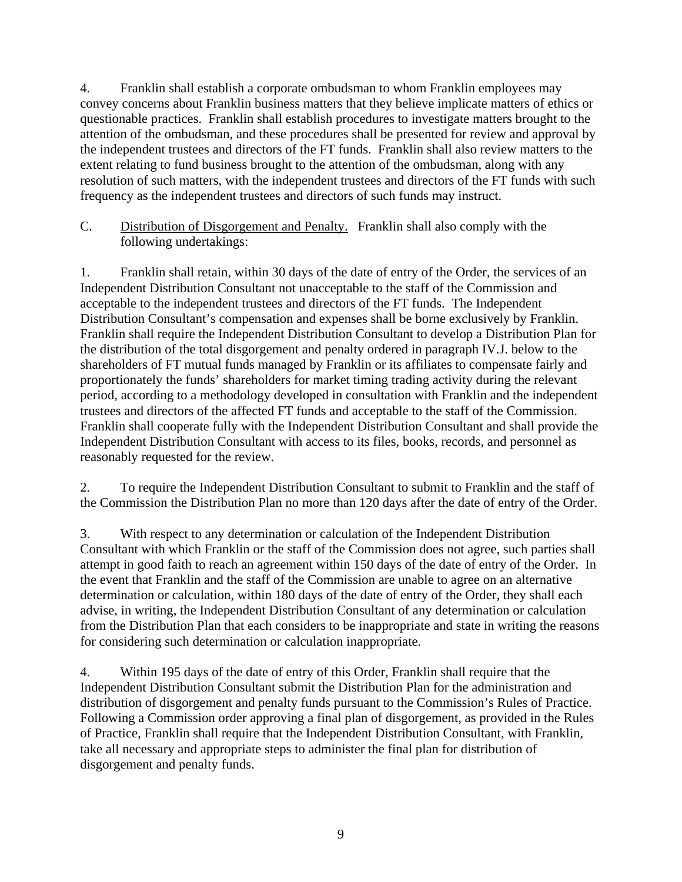4. Franklin shall establish a corporate ombudsman to whom Franklin employees may convey concerns about Franklin business matters that they believe implicate matters of ethics or questionable practices. Franklin shall establish procedures to investigate matters brought to the attention of the ombudsman, and these procedures shall be presented for review and approval by the independent trustees and directors of the FT funds. Franklin shall also review matters to the extent relating to fund business brought to the attention of the ombudsman, along with any resolution of such matters, with the independent trustees and directors of the FT funds with such frequency as the independent trustees and directors of such funds may instruct.

C. Distribution of Disgorgement and Penalty. Franklin shall also comply with the following undertakings:

1. Franklin shall retain, within 30 days of the date of entry of the Order, the services of an Independent Distribution Consultant not unacceptable to the staff of the Commission and acceptable to the independent trustees and directors of the FT funds. The Independent Distribution Consultant's compensation and expenses shall be borne exclusively by Franklin. Franklin shall require the Independent Distribution Consultant to develop a Distribution Plan for the distribution of the total disgorgement and penalty ordered in paragraph IV.J. below to the shareholders of FT mutual funds managed by Franklin or its affiliates to compensate fairly and proportionately the funds' shareholders for market timing trading activity during the relevant period, according to a methodology developed in consultation with Franklin and the independent trustees and directors of the affected FT funds and acceptable to the staff of the Commission. Franklin shall cooperate fully with the Independent Distribution Consultant and shall provide the Independent Distribution Consultant with access to its files, books, records, and personnel as reasonably requested for the review.

2. To require the Independent Distribution Consultant to submit to Franklin and the staff of the Commission the Distribution Plan no more than 120 days after the date of entry of the Order.

3. With respect to any determination or calculation of the Independent Distribution Consultant with which Franklin or the staff of the Commission does not agree, such parties shall attempt in good faith to reach an agreement within 150 days of the date of entry of the Order. In the event that Franklin and the staff of the Commission are unable to agree on an alternative determination or calculation, within 180 days of the date of entry of the Order, they shall each advise, in writing, the Independent Distribution Consultant of any determination or calculation from the Distribution Plan that each considers to be inappropriate and state in writing the reasons for considering such determination or calculation inappropriate.

4. Within 195 days of the date of entry of this Order, Franklin shall require that the Independent Distribution Consultant submit the Distribution Plan for the administration and distribution of disgorgement and penalty funds pursuant to the Commission's Rules of Practice. Following a Commission order approving a final plan of disgorgement, as provided in the Rules of Practice, Franklin shall require that the Independent Distribution Consultant, with Franklin, take all necessary and appropriate steps to administer the final plan for distribution of disgorgement and penalty funds.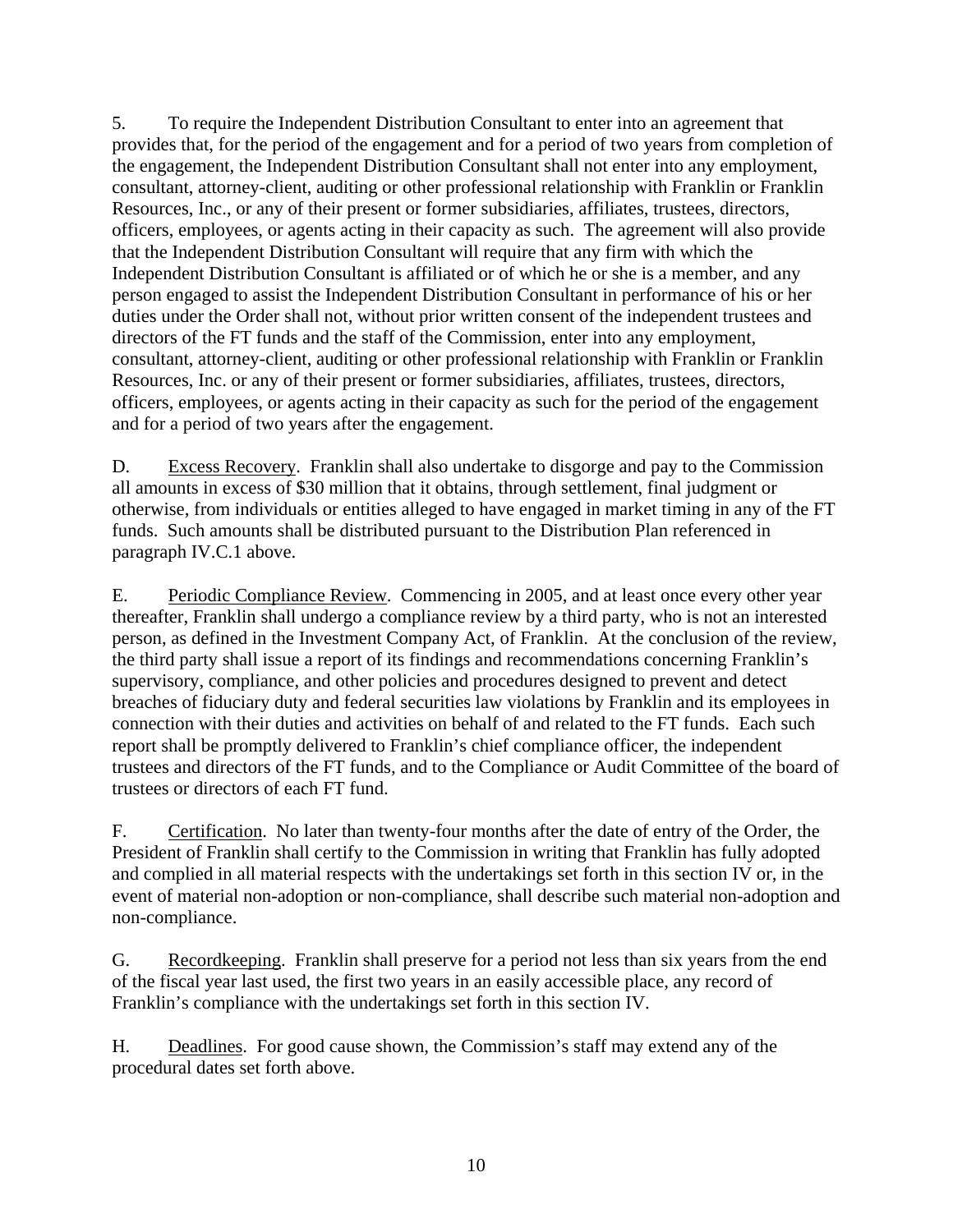5. To require the Independent Distribution Consultant to enter into an agreement that provides that, for the period of the engagement and for a period of two years from completion of the engagement, the Independent Distribution Consultant shall not enter into any employment, consultant, attorney-client, auditing or other professional relationship with Franklin or Franklin Resources, Inc., or any of their present or former subsidiaries, affiliates, trustees, directors, officers, employees, or agents acting in their capacity as such. The agreement will also provide that the Independent Distribution Consultant will require that any firm with which the Independent Distribution Consultant is affiliated or of which he or she is a member, and any person engaged to assist the Independent Distribution Consultant in performance of his or her duties under the Order shall not, without prior written consent of the independent trustees and directors of the FT funds and the staff of the Commission, enter into any employment, consultant, attorney-client, auditing or other professional relationship with Franklin or Franklin Resources, Inc. or any of their present or former subsidiaries, affiliates, trustees, directors, officers, employees, or agents acting in their capacity as such for the period of the engagement and for a period of two years after the engagement.

D. Excess Recovery. Franklin shall also undertake to disgorge and pay to the Commission all amounts in excess of $30 million that it obtains, through settlement, final judgment or otherwise, from individuals or entities alleged to have engaged in market timing in any of the FT funds. Such amounts shall be distributed pursuant to the Distribution Plan referenced in paragraph IV.C.1 above.

E. Periodic Compliance Review. Commencing in 2005, and at least once every other year thereafter, Franklin shall undergo a compliance review by a third party, who is not an interested person, as defined in the Investment Company Act, of Franklin. At the conclusion of the review, the third party shall issue a report of its findings and recommendations concerning Franklin's supervisory, compliance, and other policies and procedures designed to prevent and detect breaches of fiduciary duty and federal securities law violations by Franklin and its employees in connection with their duties and activities on behalf of and related to the FT funds. Each such report shall be promptly delivered to Franklin's chief compliance officer, the independent trustees and directors of the FT funds, and to the Compliance or Audit Committee of the board of trustees or directors of each FT fund.

F. Certification. No later than twenty-four months after the date of entry of the Order, the President of Franklin shall certify to the Commission in writing that Franklin has fully adopted and complied in all material respects with the undertakings set forth in this section IV or, in the event of material non-adoption or non-compliance, shall describe such material non-adoption and non-compliance.

G. Recordkeeping. Franklin shall preserve for a period not less than six years from the end of the fiscal year last used, the first two years in an easily accessible place, any record of Franklin's compliance with the undertakings set forth in this section IV.

H. Deadlines. For good cause shown, the Commission's staff may extend any of the procedural dates set forth above.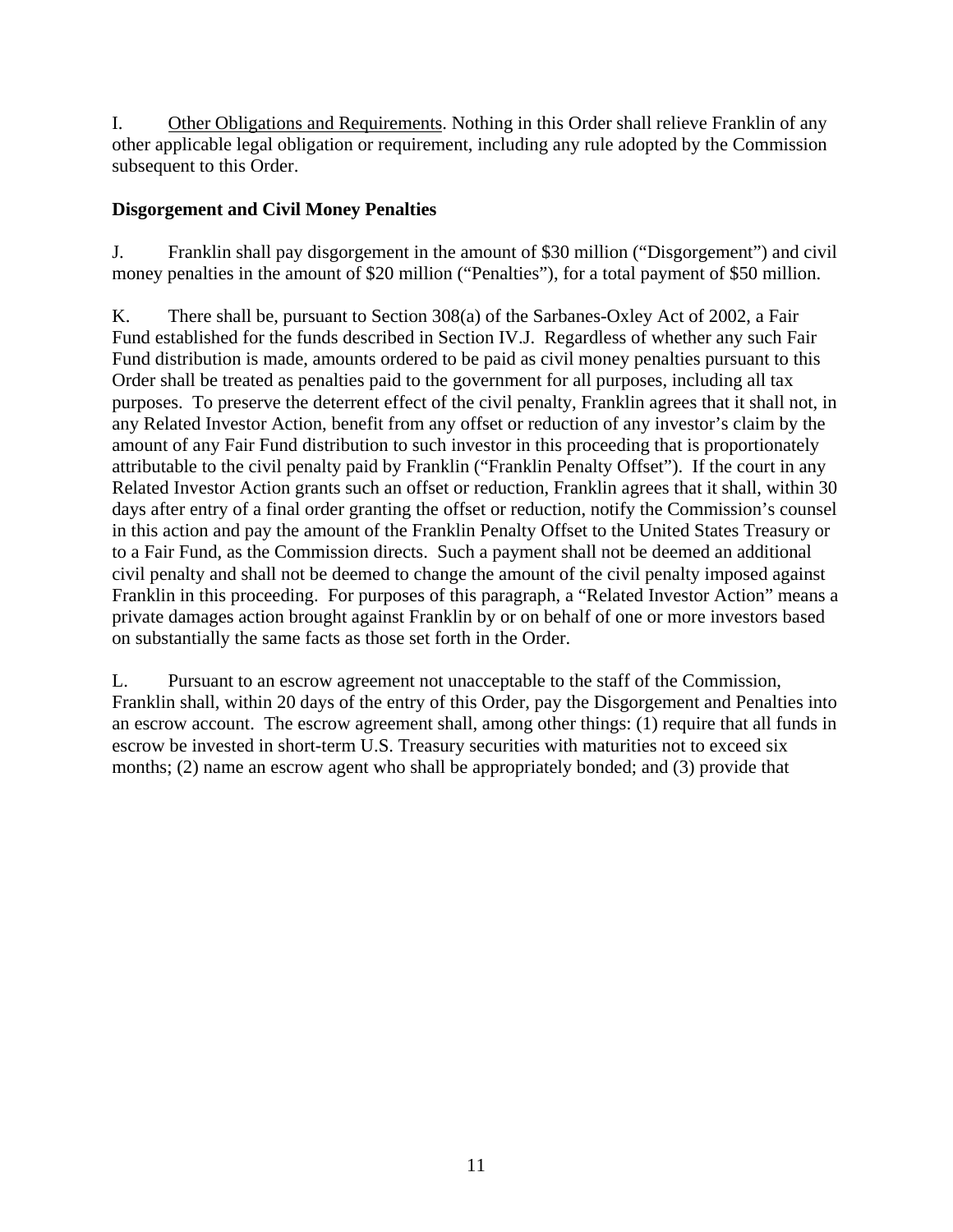I. Other Obligations and Requirements. Nothing in this Order shall relieve Franklin of any other applicable legal obligation or requirement, including any rule adopted by the Commission subsequent to this Order.

**Disgorgement and Civil Money Penalties**

J. Franklin shall pay disgorgement in the amount of $30 million ("Disgorgement") and civil money penalties in the amount of $20 million ("Penalties"), for a total payment of $50 million.

K. There shall be, pursuant to Section 308(a) of the Sarbanes-Oxley Act of 2002, a Fair Fund established for the funds described in Section IV.J. Regardless of whether any such Fair Fund distribution is made, amounts ordered to be paid as civil money penalties pursuant to this Order shall be treated as penalties paid to the government for all purposes, including all tax purposes. To preserve the deterrent effect of the civil penalty, Franklin agrees that it shall not, in any Related Investor Action, benefit from any offset or reduction of any investor's claim by the amount of any Fair Fund distribution to such investor in this proceeding that is proportionately attributable to the civil penalty paid by Franklin ("Franklin Penalty Offset"). If the court in any Related Investor Action grants such an offset or reduction, Franklin agrees that it shall, within 30 days after entry of a final order granting the offset or reduction, notify the Commission's counsel in this action and pay the amount of the Franklin Penalty Offset to the United States Treasury or to a Fair Fund, as the Commission directs. Such a payment shall not be deemed an additional civil penalty and shall not be deemed to change the amount of the civil penalty imposed against Franklin in this proceeding. For purposes of this paragraph, a "Related Investor Action" means a private damages action brought against Franklin by or on behalf of one or more investors based on substantially the same facts as those set forth in the Order.

L. Pursuant to an escrow agreement not unacceptable to the staff of the Commission, Franklin shall, within 20 days of the entry of this Order, pay the Disgorgement and Penalties into an escrow account. The escrow agreement shall, among other things: (1) require that all funds in escrow be invested in short-term U.S. Treasury securities with maturities not to exceed six months; (2) name an escrow agent who shall be appropriately bonded; and (3) provide that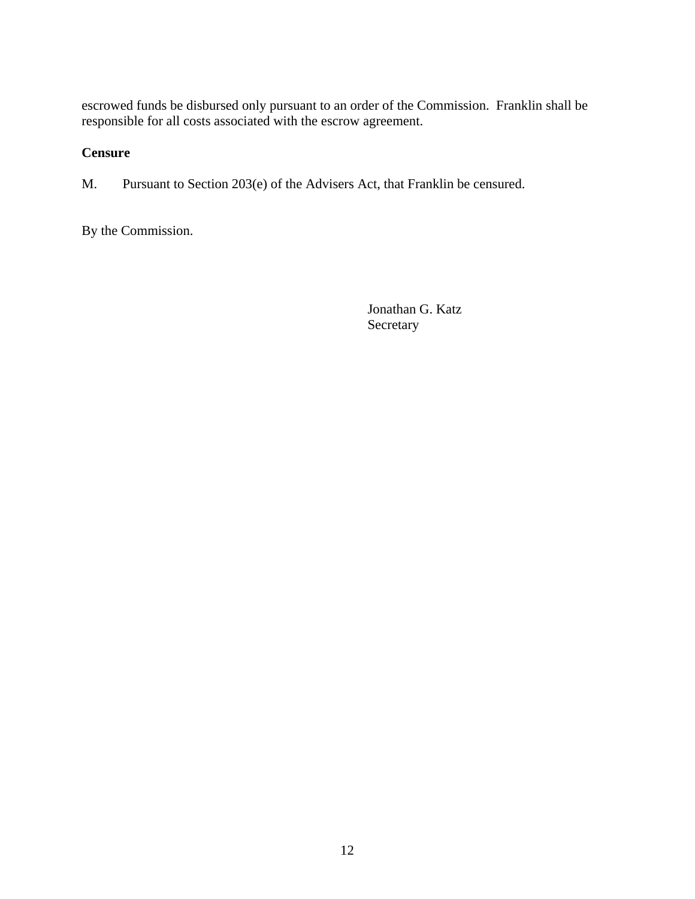escrowed funds be disbursed only pursuant to an order of the Commission. Franklin shall be responsible for all costs associated with the escrow agreement.

**Censure**

M. Pursuant to Section 203(e) of the Advisers Act, that Franklin be censured.

By the Commission.

Jonathan G. Katz
Secretary